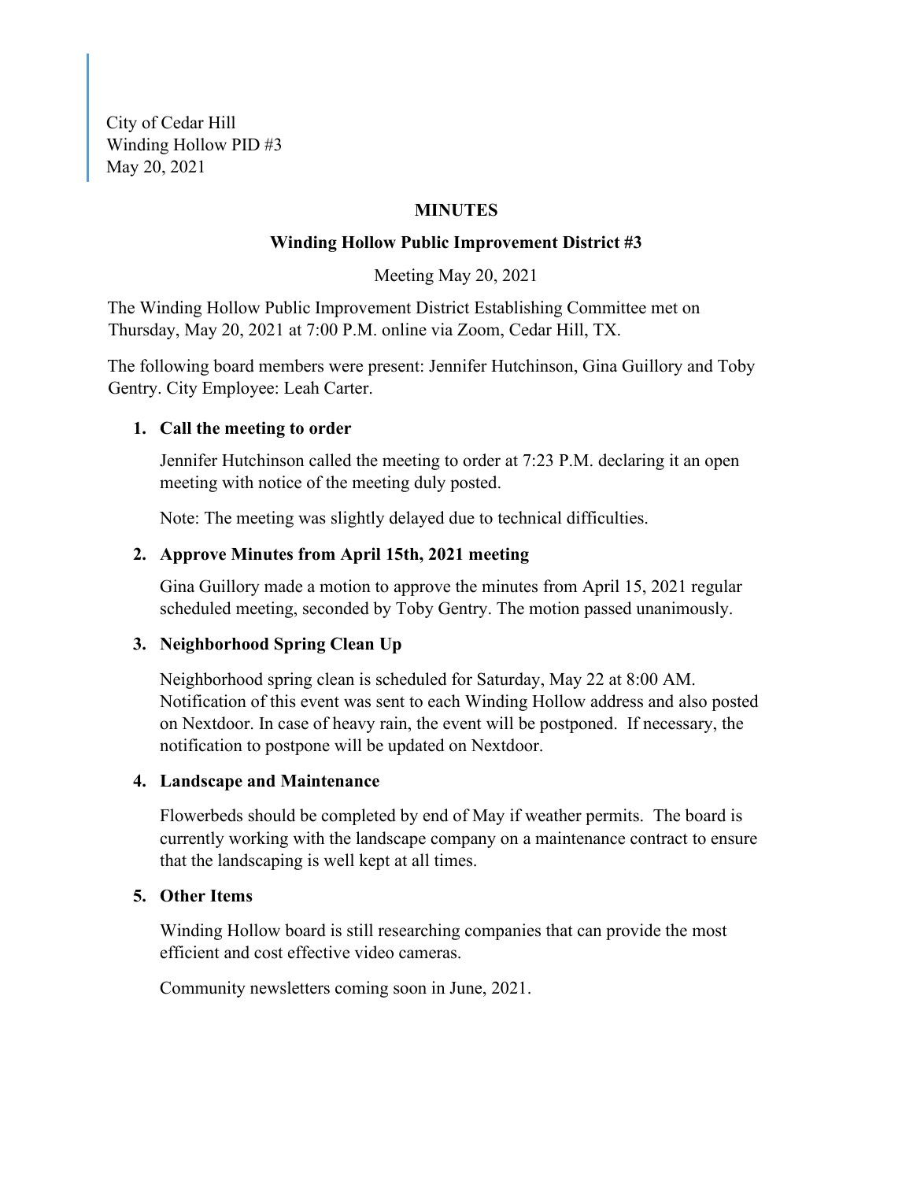City of Cedar Hill
Winding Hollow PID #3
May 20, 2021

**MINUTES**

**Winding Hollow Public Improvement District #3**

Meeting May 20, 2021

The Winding Hollow Public Improvement District Establishing Committee met on Thursday, May 20, 2021 at 7:00 P.M. online via Zoom, Cedar Hill, TX.

The following board members were present: Jennifer Hutchinson, Gina Guillory and Toby Gentry. City Employee: Leah Carter.

1. **Call the meeting to order**

   Jennifer Hutchinson called the meeting to order at 7:23 P.M. declaring it an open meeting with notice of the meeting duly posted.

   Note: The meeting was slightly delayed due to technical difficulties.

2. **Approve Minutes from April 15th, 2021 meeting**

   Gina Guillory made a motion to approve the minutes from April 15, 2021 regular scheduled meeting, seconded by Toby Gentry. The motion passed unanimously.

3. **Neighborhood Spring Clean Up**

   Neighborhood spring clean is scheduled for Saturday, May 22 at 8:00 AM. Notification of this event was sent to each Winding Hollow address and also posted on Nextdoor. In case of heavy rain, the event will be postponed. If necessary, the notification to postpone will be updated on Nextdoor.

4. **Landscape and Maintenance**

   Flowerbeds should be completed by end of May if weather permits. The board is currently working with the landscape company on a maintenance contract to ensure that the landscaping is well kept at all times.

5. **Other Items**

   Winding Hollow board is still researching companies that can provide the most efficient and cost effective video cameras.

   Community newsletters coming soon in June, 2021.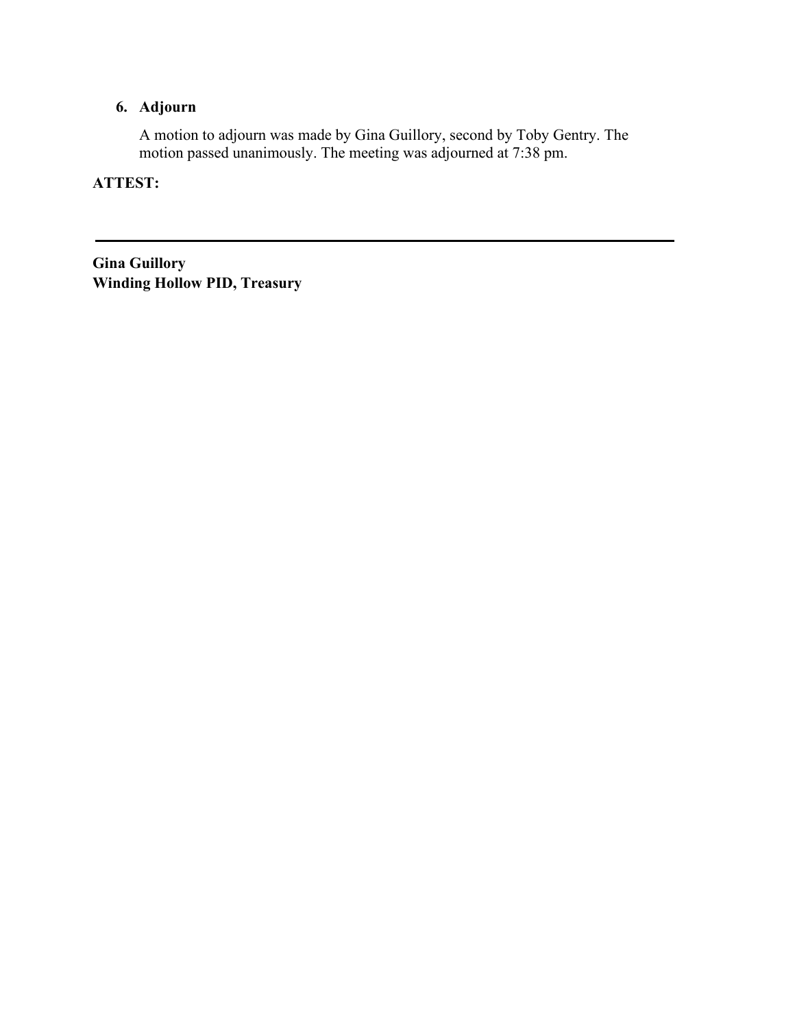6. **Adjourn**

   A motion to adjourn was made by Gina Guillory, second by Toby Gentry. The motion passed unanimously. The meeting was adjourned at 7:38 pm.

**ATTEST:**

---

**Gina Guillory**
**Winding Hollow PID, Treasury**